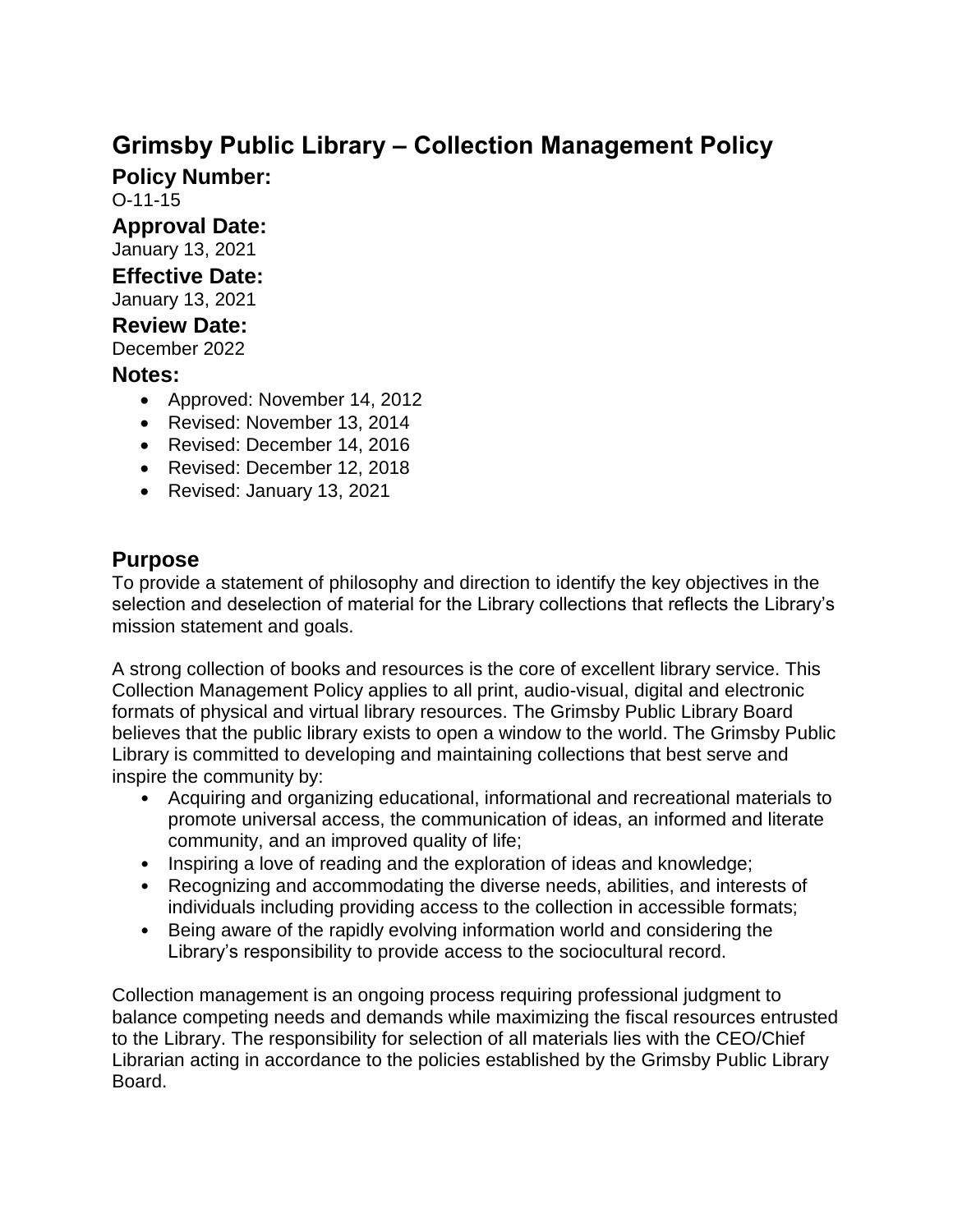# Grimsby Public Library – Collection Management Policy

## Policy Number:

O-11-15

## Approval Date:

January 13, 2021

## Effective Date:

January 13, 2021

## Review Date:

December 2022

## Notes:

- Approved: November 14, 2012
- Revised: November 13, 2014
- Revised: December 14, 2016
- Revised: December 12, 2018
- Revised: January 13, 2021

## Purpose

To provide a statement of philosophy and direction to identify the key objectives in the selection and deselection of material for the Library collections that reflects the Library's mission statement and goals.

A strong collection of books and resources is the core of excellent library service. This Collection Management Policy applies to all print, audio-visual, digital and electronic formats of physical and virtual library resources. The Grimsby Public Library Board believes that the public library exists to open a window to the world. The Grimsby Public Library is committed to developing and maintaining collections that best serve and inspire the community by:

- Acquiring and organizing educational, informational and recreational materials to promote universal access, the communication of ideas, an informed and literate community, and an improved quality of life;
- Inspiring a love of reading and the exploration of ideas and knowledge;
- Recognizing and accommodating the diverse needs, abilities, and interests of individuals including providing access to the collection in accessible formats;
- Being aware of the rapidly evolving information world and considering the Library's responsibility to provide access to the sociocultural record.

Collection management is an ongoing process requiring professional judgment to balance competing needs and demands while maximizing the fiscal resources entrusted to the Library. The responsibility for selection of all materials lies with the CEO/Chief Librarian acting in accordance to the policies established by the Grimsby Public Library Board.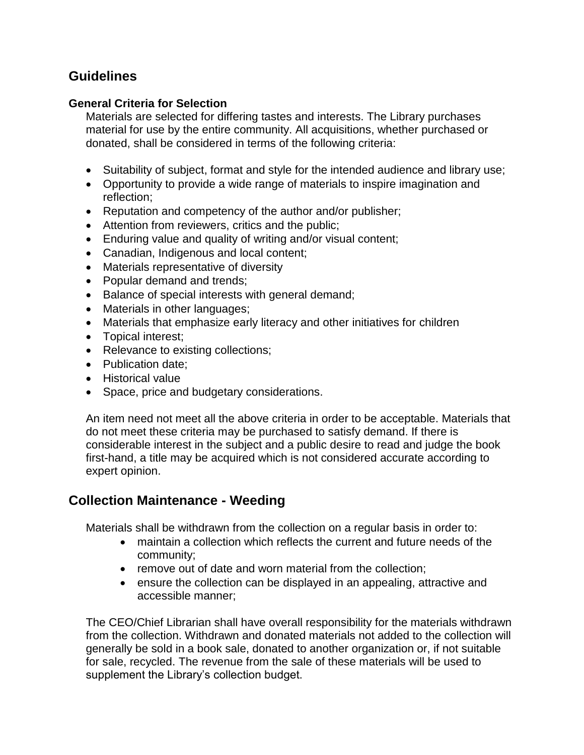## Guidelines

### General Criteria for Selection

Materials are selected for differing tastes and interests. The Library purchases material for use by the entire community. All acquisitions, whether purchased or donated, shall be considered in terms of the following criteria:

- Suitability of subject, format and style for the intended audience and library use;
- Opportunity to provide a wide range of materials to inspire imagination and reflection;
- Reputation and competency of the author and/or publisher;
- Attention from reviewers, critics and the public;
- Enduring value and quality of writing and/or visual content;
- Canadian, Indigenous and local content;
- Materials representative of diversity
- Popular demand and trends;
- Balance of special interests with general demand;
- Materials in other languages;
- Materials that emphasize early literacy and other initiatives for children
- Topical interest;
- Relevance to existing collections;
- Publication date;
- Historical value
- Space, price and budgetary considerations.

An item need not meet all the above criteria in order to be acceptable. Materials that do not meet these criteria may be purchased to satisfy demand. If there is considerable interest in the subject and a public desire to read and judge the book first-hand, a title may be acquired which is not considered accurate according to expert opinion.

## Collection Maintenance - Weeding

Materials shall be withdrawn from the collection on a regular basis in order to:

- maintain a collection which reflects the current and future needs of the community;
- remove out of date and worn material from the collection;
- ensure the collection can be displayed in an appealing, attractive and accessible manner;

The CEO/Chief Librarian shall have overall responsibility for the materials withdrawn from the collection. Withdrawn and donated materials not added to the collection will generally be sold in a book sale, donated to another organization or, if not suitable for sale, recycled. The revenue from the sale of these materials will be used to supplement the Library's collection budget.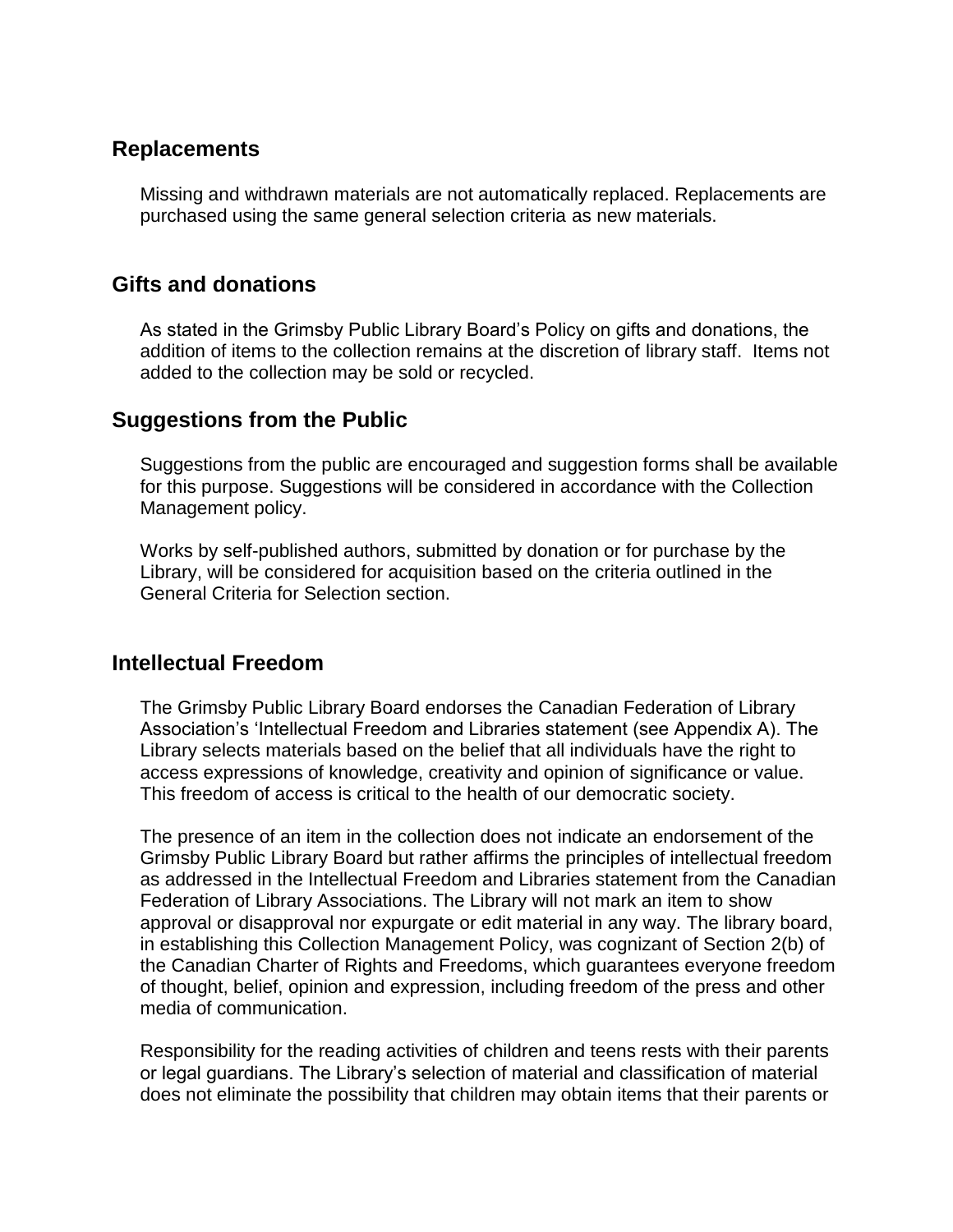## Replacements

Missing and withdrawn materials are not automatically replaced. Replacements are purchased using the same general selection criteria as new materials.

## Gifts and donations

As stated in the Grimsby Public Library Board's Policy on gifts and donations, the addition of items to the collection remains at the discretion of library staff. Items not added to the collection may be sold or recycled.

## Suggestions from the Public

Suggestions from the public are encouraged and suggestion forms shall be available for this purpose. Suggestions will be considered in accordance with the Collection Management policy.

Works by self-published authors, submitted by donation or for purchase by the Library, will be considered for acquisition based on the criteria outlined in the General Criteria for Selection section.

## Intellectual Freedom

The Grimsby Public Library Board endorses the Canadian Federation of Library Association's 'Intellectual Freedom and Libraries statement (see Appendix A). The Library selects materials based on the belief that all individuals have the right to access expressions of knowledge, creativity and opinion of significance or value. This freedom of access is critical to the health of our democratic society.

The presence of an item in the collection does not indicate an endorsement of the Grimsby Public Library Board but rather affirms the principles of intellectual freedom as addressed in the Intellectual Freedom and Libraries statement from the Canadian Federation of Library Associations. The Library will not mark an item to show approval or disapproval nor expurgate or edit material in any way. The library board, in establishing this Collection Management Policy, was cognizant of Section 2(b) of the Canadian Charter of Rights and Freedoms, which guarantees everyone freedom of thought, belief, opinion and expression, including freedom of the press and other media of communication.

Responsibility for the reading activities of children and teens rests with their parents or legal guardians. The Library's selection of material and classification of material does not eliminate the possibility that children may obtain items that their parents or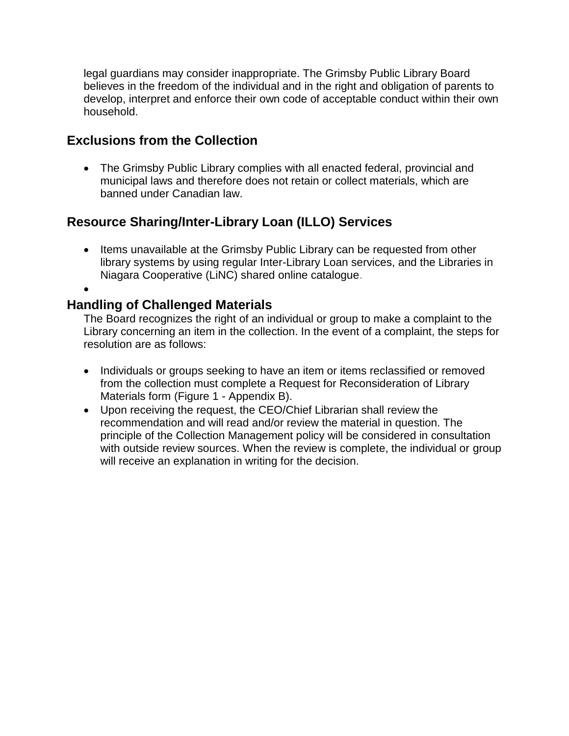legal guardians may consider inappropriate. The Grimsby Public Library Board believes in the freedom of the individual and in the right and obligation of parents to develop, interpret and enforce their own code of acceptable conduct within their own household.

## Exclusions from the Collection

- The Grimsby Public Library complies with all enacted federal, provincial and municipal laws and therefore does not retain or collect materials, which are banned under Canadian law.

## Resource Sharing/Inter-Library Loan (ILLO) Services

- Items unavailable at the Grimsby Public Library can be requested from other library systems by using regular Inter-Library Loan services, and the Libraries in Niagara Cooperative (LiNC) shared online catalogue.

## Handling of Challenged Materials

The Board recognizes the right of an individual or group to make a complaint to the Library concerning an item in the collection. In the event of a complaint, the steps for resolution are as follows:

- Individuals or groups seeking to have an item or items reclassified or removed from the collection must complete a Request for Reconsideration of Library Materials form (Figure 1 - Appendix B).
- Upon receiving the request, the CEO/Chief Librarian shall review the recommendation and will read and/or review the material in question. The principle of the Collection Management policy will be considered in consultation with outside review sources. When the review is complete, the individual or group will receive an explanation in writing for the decision.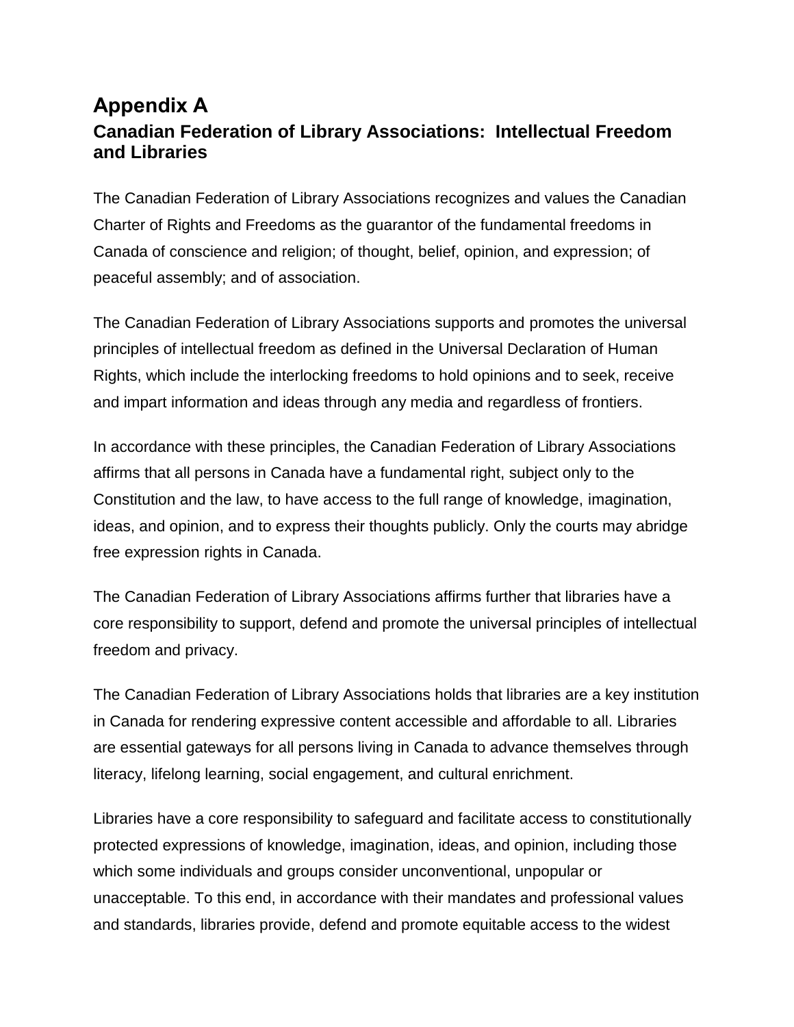# Appendix A

## Canadian Federation of Library Associations: Intellectual Freedom and Libraries

The Canadian Federation of Library Associations recognizes and values the Canadian Charter of Rights and Freedoms as the guarantor of the fundamental freedoms in Canada of conscience and religion; of thought, belief, opinion, and expression; of peaceful assembly; and of association.

The Canadian Federation of Library Associations supports and promotes the universal principles of intellectual freedom as defined in the Universal Declaration of Human Rights, which include the interlocking freedoms to hold opinions and to seek, receive and impart information and ideas through any media and regardless of frontiers.

In accordance with these principles, the Canadian Federation of Library Associations affirms that all persons in Canada have a fundamental right, subject only to the Constitution and the law, to have access to the full range of knowledge, imagination, ideas, and opinion, and to express their thoughts publicly. Only the courts may abridge free expression rights in Canada.

The Canadian Federation of Library Associations affirms further that libraries have a core responsibility to support, defend and promote the universal principles of intellectual freedom and privacy.

The Canadian Federation of Library Associations holds that libraries are a key institution in Canada for rendering expressive content accessible and affordable to all. Libraries are essential gateways for all persons living in Canada to advance themselves through literacy, lifelong learning, social engagement, and cultural enrichment.

Libraries have a core responsibility to safeguard and facilitate access to constitutionally protected expressions of knowledge, imagination, ideas, and opinion, including those which some individuals and groups consider unconventional, unpopular or unacceptable. To this end, in accordance with their mandates and professional values and standards, libraries provide, defend and promote equitable access to the widest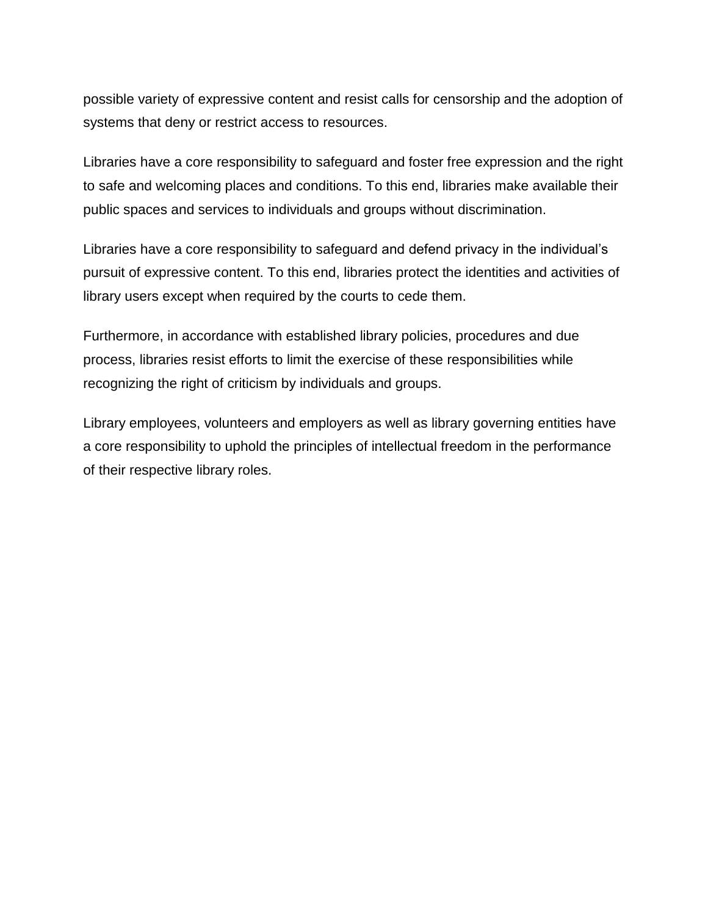possible variety of expressive content and resist calls for censorship and the adoption of systems that deny or restrict access to resources.

Libraries have a core responsibility to safeguard and foster free expression and the right to safe and welcoming places and conditions. To this end, libraries make available their public spaces and services to individuals and groups without discrimination.

Libraries have a core responsibility to safeguard and defend privacy in the individual's pursuit of expressive content. To this end, libraries protect the identities and activities of library users except when required by the courts to cede them.

Furthermore, in accordance with established library policies, procedures and due process, libraries resist efforts to limit the exercise of these responsibilities while recognizing the right of criticism by individuals and groups.

Library employees, volunteers and employers as well as library governing entities have a core responsibility to uphold the principles of intellectual freedom in the performance of their respective library roles.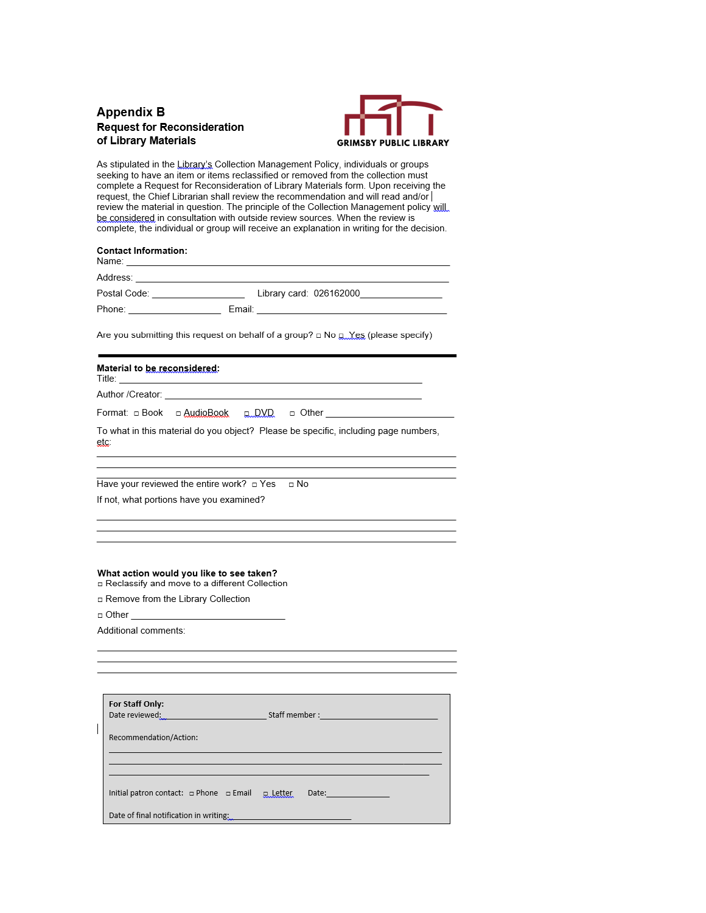## Appendix B

### Request for Reconsideration of Library Materials

GRIMSBY PUBLIC LIBRARY

As stipulated in the Library's Collection Management Policy, individuals or groups seeking to have an item or items reclassified or removed from the collection must complete a Request for Reconsideration of Library Materials form. Upon receiving the request, the Chief Librarian shall review the recommendation and will read and/or review the material in question. The principle of the Collection Management policy will be considered in consultation with outside review sources. When the review is complete, the individual or group will receive an explanation in writing for the decision.

**Contact Information:**

Name: ____________________________________________________________

Address: __________________________________________________________

Postal Code: ________________ Library card: 026162000______________

Phone: ________________ Email: ____________________________________

Are you submitting this request on behalf of a group? □ No □ Yes (please specify)

---

**Material to be reconsidered:**

Title: ______________________________________________________

Author /Creator: ______________________________________________

Format: □ Book □ AudioBook □ DVD □ Other ______________________

To what in this material do you object? Please be specific, including page numbers, etc:

______________________________________________________________

______________________________________________________________

______________________________________________________________

Have your reviewed the entire work? □ Yes □ No

If not, what portions have you examined?

______________________________________________________________

______________________________________________________________

______________________________________________________________

**What action would you like to see taken?**

□ Reclassify and move to a different Collection

□ Remove from the Library Collection

□ Other ____________________________

Additional comments:

______________________________________________________________

______________________________________________________________

______________________________________________________________

**For Staff Only:**

Date reviewed:______________________ Staff member :________________________

Recommendation/Action:

______________________________________________________________

______________________________________________________________

______________________________________________________________

Initial patron contact: □ Phone □ Email □ Letter Date:______________

Date of final notification in writing:__________________________